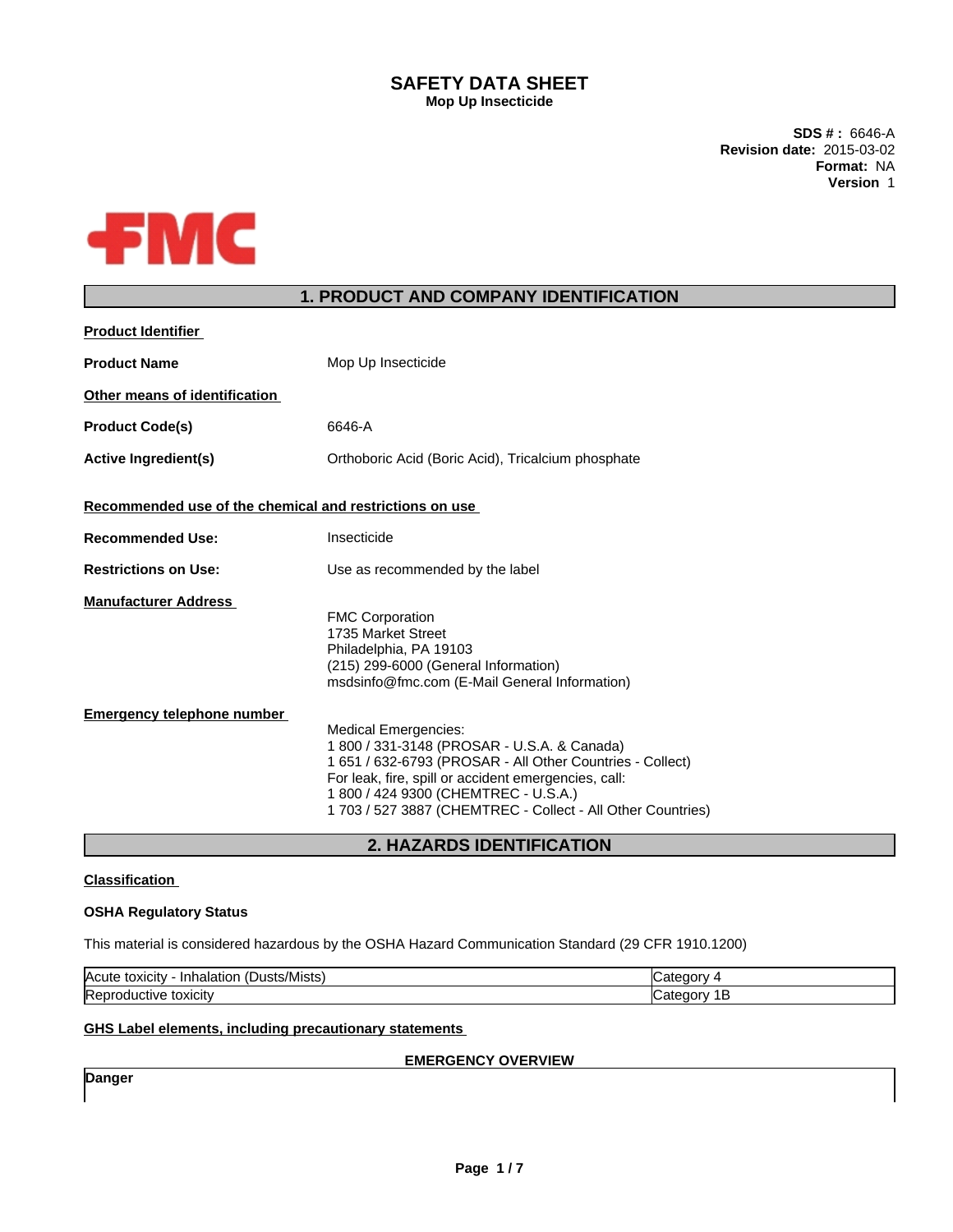# SAFETY DATA SHEET

**Mop Up Insecticide**

**SDS # :** 6646-A
**Revision date:** 2015-03-02
**Format:** NA
**Version** 1

## 1. PRODUCT AND COMPANY IDENTIFICATION

**Product Identifier**

**Product Name** Mop Up Insecticide

**Other means of identification**

**Product Code(s)** 6646-A

**Active Ingredient(s)** Orthoboric Acid (Boric Acid), Tricalcium phosphate

**Recommended use of the chemical and restrictions on use**

**Recommended Use:** Insecticide

**Restrictions on Use:** Use as recommended by the label

**Manufacturer Address**

FMC Corporation
1735 Market Street
Philadelphia, PA 19103
(215) 299-6000 (General Information)
msdsinfo@fmc.com (E-Mail General Information)

**Emergency telephone number**

Medical Emergencies:
1 800 / 331-3148 (PROSAR - U.S.A. & Canada)
1 651 / 632-6793 (PROSAR - All Other Countries - Collect)
For leak, fire, spill or accident emergencies, call:
1 800 / 424 9300 (CHEMTREC - U.S.A.)
1 703 / 527 3887 (CHEMTREC - Collect - All Other Countries)

## 2. HAZARDS IDENTIFICATION

**Classification**

**OSHA Regulatory Status**

This material is considered hazardous by the OSHA Hazard Communication Standard (29 CFR 1910.1200)

| Hazard | Category |
|---|---|
| Acute toxicity - Inhalation (Dusts/Mists) | Category 4 |
| Reproductive toxicity | Category 1B |

**GHS Label elements, including precautionary statements**

**EMERGENCY OVERVIEW**

**Danger**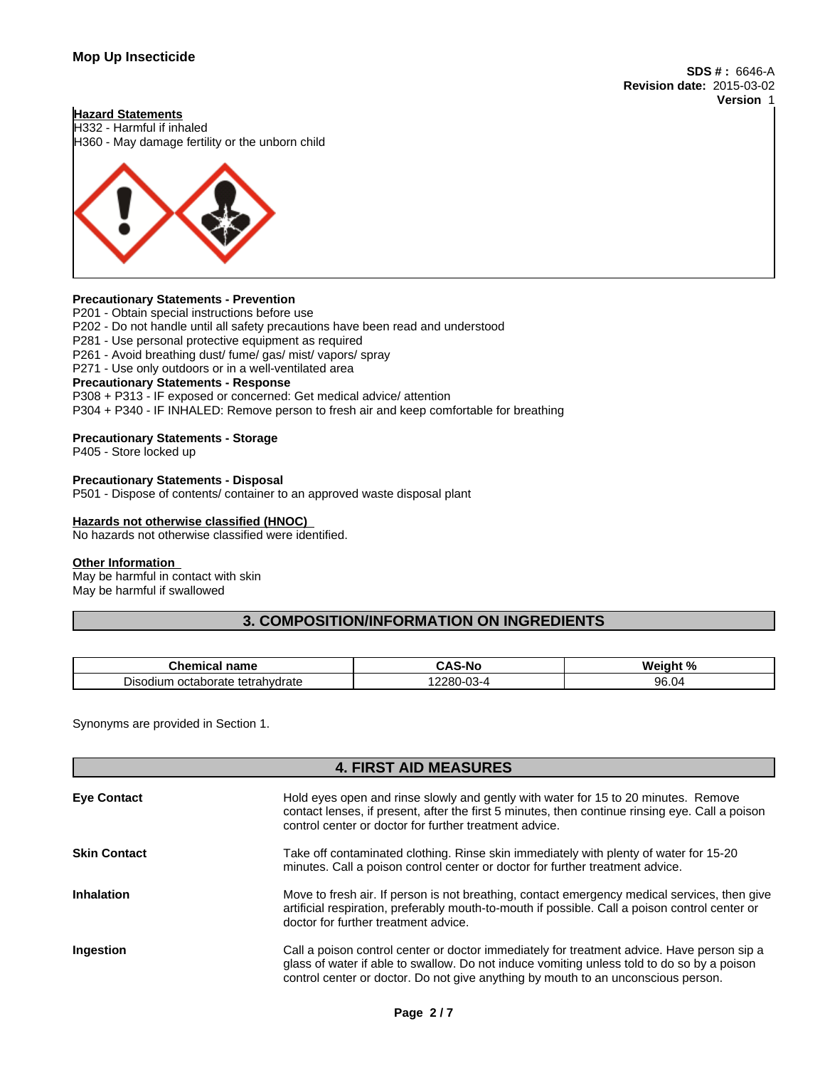**Hazard Statements**
H332 - Harmful if inhaled
H360 - May damage fertility or the unborn child

**Precautionary Statements - Prevention**
P201 - Obtain special instructions before use
P202 - Do not handle until all safety precautions have been read and understood
P281 - Use personal protective equipment as required
P261 - Avoid breathing dust/ fume/ gas/ mist/ vapors/ spray
P271 - Use only outdoors or in a well-ventilated area

**Precautionary Statements - Response**
P308 + P313 - IF exposed or concerned: Get medical advice/ attention
P304 + P340 - IF INHALED: Remove person to fresh air and keep comfortable for breathing

**Precautionary Statements - Storage**
P405 - Store locked up

**Precautionary Statements - Disposal**
P501 - Dispose of contents/ container to an approved waste disposal plant

**Hazards not otherwise classified (HNOC)**
No hazards not otherwise classified were identified.

**Other Information**
May be harmful in contact with skin
May be harmful if swallowed

## 3. COMPOSITION/INFORMATION ON INGREDIENTS

| Chemical name | CAS-No | Weight % |
|---|---|---|
| Disodium octaborate tetrahydrate | 12280-03-4 | 96.04 |

Synonyms are provided in Section 1.

## 4. FIRST AID MEASURES

**Eye Contact**
Hold eyes open and rinse slowly and gently with water for 15 to 20 minutes. Remove contact lenses, if present, after the first 5 minutes, then continue rinsing eye. Call a poison control center or doctor for further treatment advice.

**Skin Contact**
Take off contaminated clothing. Rinse skin immediately with plenty of water for 15-20 minutes. Call a poison control center or doctor for further treatment advice.

**Inhalation**
Move to fresh air. If person is not breathing, contact emergency medical services, then give artificial respiration, preferably mouth-to-mouth if possible. Call a poison control center or doctor for further treatment advice.

**Ingestion**
Call a poison control center or doctor immediately for treatment advice. Have person sip a glass of water if able to swallow. Do not induce vomiting unless told to do so by a poison control center or doctor. Do not give anything by mouth to an unconscious person.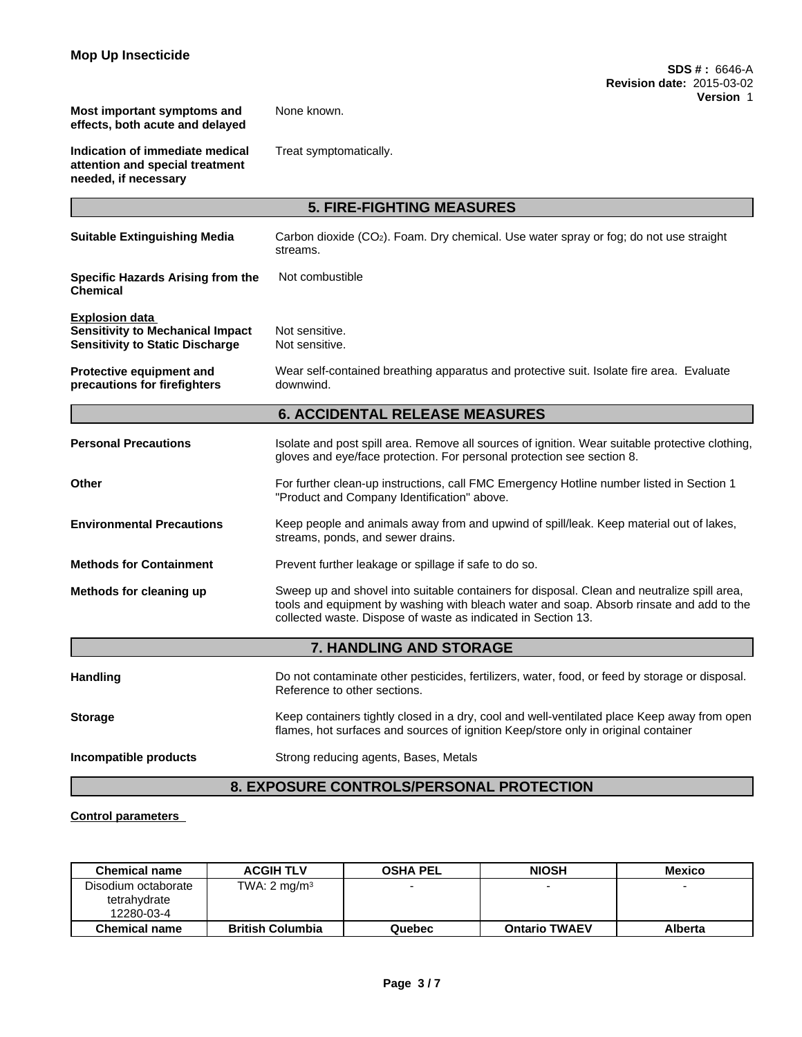| | |
|---|---|
| **Most important symptoms and effects, both acute and delayed** | None known. |
| **Indication of immediate medical attention and special treatment needed, if necessary** | Treat symptomatically. |

## 5. FIRE-FIGHTING MEASURES

| | |
|---|---|
| **Suitable Extinguishing Media** | Carbon dioxide ($CO_2$). Foam. Dry chemical. Use water spray or fog; do not use straight streams. |
| **Specific Hazards Arising from the Chemical** | Not combustible |

**Explosion data**

| | |
|---|---|
| **Sensitivity to Mechanical Impact** | Not sensitive. |
| **Sensitivity to Static Discharge** | Not sensitive. |
| **Protective equipment and precautions for firefighters** | Wear self-contained breathing apparatus and protective suit. Isolate fire area. Evaluate downwind. |

## 6. ACCIDENTAL RELEASE MEASURES

| | |
|---|---|
| **Personal Precautions** | Isolate and post spill area. Remove all sources of ignition. Wear suitable protective clothing, gloves and eye/face protection. For personal protection see section 8. |
| **Other** | For further clean-up instructions, call FMC Emergency Hotline number listed in Section 1 "Product and Company Identification" above. |
| **Environmental Precautions** | Keep people and animals away from and upwind of spill/leak. Keep material out of lakes, streams, ponds, and sewer drains. |
| **Methods for Containment** | Prevent further leakage or spillage if safe to do so. |
| **Methods for cleaning up** | Sweep up and shovel into suitable containers for disposal. Clean and neutralize spill area, tools and equipment by washing with bleach water and soap. Absorb rinsate and add to the collected waste. Dispose of waste as indicated in Section 13. |

## 7. HANDLING AND STORAGE

| | |
|---|---|
| **Handling** | Do not contaminate other pesticides, fertilizers, water, food, or feed by storage or disposal. Reference to other sections. |
| **Storage** | Keep containers tightly closed in a dry, cool and well-ventilated place Keep away from open flames, hot surfaces and sources of ignition Keep/store only in original container |
| **Incompatible products** | Strong reducing agents, Bases, Metals |

## 8. EXPOSURE CONTROLS/PERSONAL PROTECTION

**Control parameters**

| Chemical name | ACGIH TLV | OSHA PEL | NIOSH | Mexico |
|---|---|---|---|---|
| Disodium octaborate tetrahydrate 12280-03-4 | TWA: 2 mg/m$^3$ | - | - | - |
| **Chemical name** | **British Columbia** | **Quebec** | **Ontario TWAEV** | **Alberta** |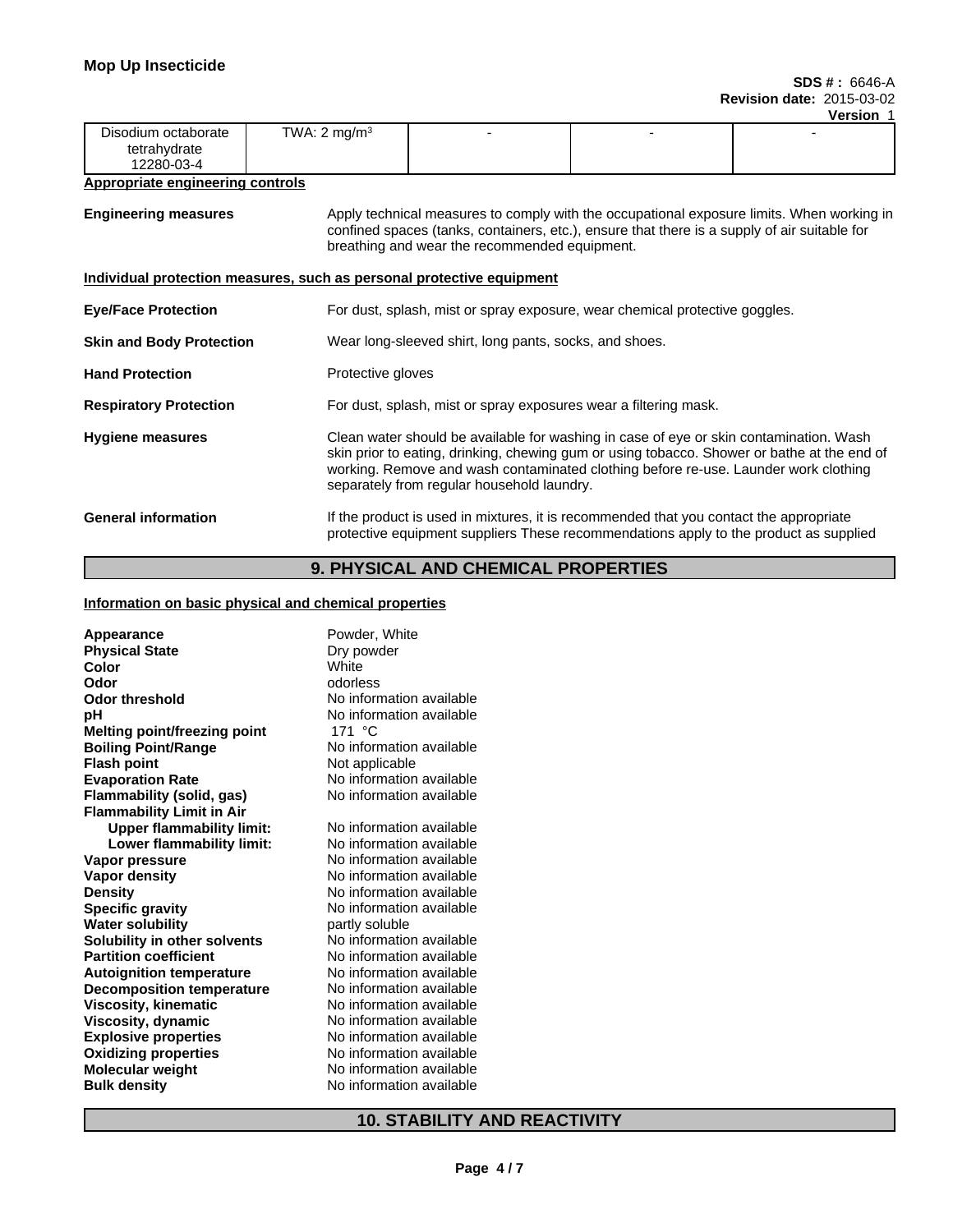| Disodium octaborate tetrahydrate 12280-03-4 | TWA: 2 mg/m³ | - | - | - |
|---|---|---|---|---|

**Appropriate engineering controls**

**Engineering measures** Apply technical measures to comply with the occupational exposure limits. When working in confined spaces (tanks, containers, etc.), ensure that there is a supply of air suitable for breathing and wear the recommended equipment.

**Individual protection measures, such as personal protective equipment**

**Eye/Face Protection** For dust, splash, mist or spray exposure, wear chemical protective goggles.

**Skin and Body Protection** Wear long-sleeved shirt, long pants, socks, and shoes.

**Hand Protection** Protective gloves

**Respiratory Protection** For dust, splash, mist or spray exposures wear a filtering mask.

**Hygiene measures** Clean water should be available for washing in case of eye or skin contamination. Wash skin prior to eating, drinking, chewing gum or using tobacco. Shower or bathe at the end of working. Remove and wash contaminated clothing before re-use. Launder work clothing separately from regular household laundry.

**General information** If the product is used in mixtures, it is recommended that you contact the appropriate protective equipment suppliers These recommendations apply to the product as supplied

## 9. PHYSICAL AND CHEMICAL PROPERTIES

**Information on basic physical and chemical properties**

| | |
|---|---|
| **Appearance** | Powder, White |
| **Physical State** | Dry powder |
| **Color** | White |
| **Odor** | odorless |
| **Odor threshold** | No information available |
| **pH** | No information available |
| **Melting point/freezing point** | 171 °C |
| **Boiling Point/Range** | No information available |
| **Flash point** | Not applicable |
| **Evaporation Rate** | No information available |
| **Flammability (solid, gas)** | No information available |
| **Flammability Limit in Air** | |
| **Upper flammability limit:** | No information available |
| **Lower flammability limit:** | No information available |
| **Vapor pressure** | No information available |
| **Vapor density** | No information available |
| **Density** | No information available |
| **Specific gravity** | No information available |
| **Water solubility** | partly soluble |
| **Solubility in other solvents** | No information available |
| **Partition coefficient** | No information available |
| **Autoignition temperature** | No information available |
| **Decomposition temperature** | No information available |
| **Viscosity, kinematic** | No information available |
| **Viscosity, dynamic** | No information available |
| **Explosive properties** | No information available |
| **Oxidizing properties** | No information available |
| **Molecular weight** | No information available |
| **Bulk density** | No information available |

## 10. STABILITY AND REACTIVITY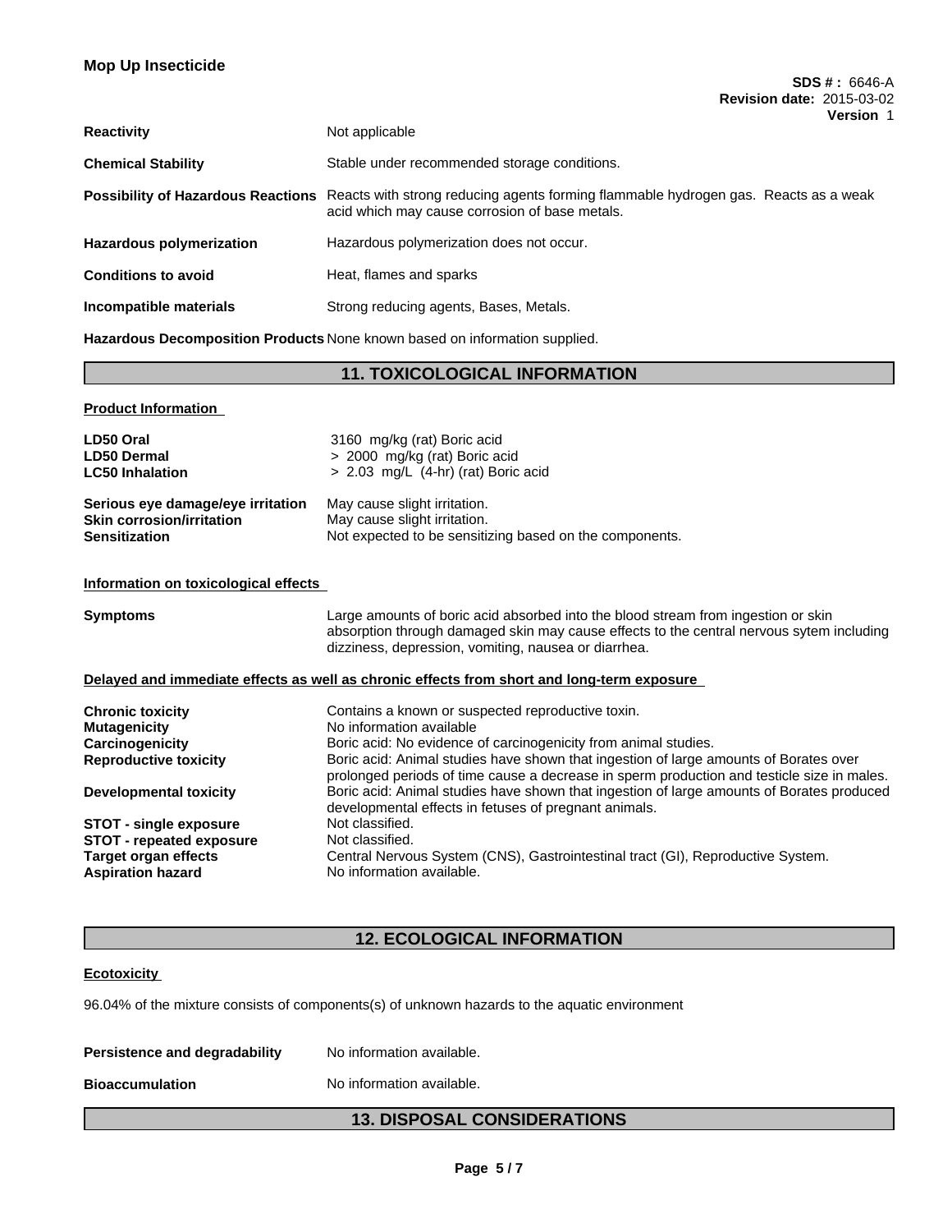| | |
|---|---|
| **Reactivity** | Not applicable |
| **Chemical Stability** | Stable under recommended storage conditions. |
| **Possibility of Hazardous Reactions** | Reacts with strong reducing agents forming flammable hydrogen gas. Reacts as a weak acid which may cause corrosion of base metals. |
| **Hazardous polymerization** | Hazardous polymerization does not occur. |
| **Conditions to avoid** | Heat, flames and sparks |
| **Incompatible materials** | Strong reducing agents, Bases, Metals. |
| **Hazardous Decomposition Products** | None known based on information supplied. |

## 11. TOXICOLOGICAL INFORMATION

**Product Information**

| | |
|---|---|
| **LD50 Oral** | 3160 mg/kg (rat) Boric acid |
| **LD50 Dermal** | > 2000 mg/kg (rat) Boric acid |
| **LC50 Inhalation** | > 2.03 mg/L (4-hr) (rat) Boric acid |

| | |
|---|---|
| **Serious eye damage/eye irritation** | May cause slight irritation. |
| **Skin corrosion/irritation** | May cause slight irritation. |
| **Sensitization** | Not expected to be sensitizing based on the components. |

**Information on toxicological effects**

| | |
|---|---|
| **Symptoms** | Large amounts of boric acid absorbed into the blood stream from ingestion or skin absorption through damaged skin may cause effects to the central nervous sytem including dizziness, depression, vomiting, nausea or diarrhea. |

**Delayed and immediate effects as well as chronic effects from short and long-term exposure**

| | |
|---|---|
| **Chronic toxicity** | Contains a known or suspected reproductive toxin. |
| **Mutagenicity** | No information available |
| **Carcinogenicity** | Boric acid: No evidence of carcinogenicity from animal studies. |
| **Reproductive toxicity** | Boric acid: Animal studies have shown that ingestion of large amounts of Borates over prolonged periods of time cause a decrease in sperm production and testicle size in males. |
| **Developmental toxicity** | Boric acid: Animal studies have shown that ingestion of large amounts of Borates produced developmental effects in fetuses of pregnant animals. |
| **STOT - single exposure** | Not classified. |
| **STOT - repeated exposure** | Not classified. |
| **Target organ effects** | Central Nervous System (CNS), Gastrointestinal tract (GI), Reproductive System. |
| **Aspiration hazard** | No information available. |

## 12. ECOLOGICAL INFORMATION

**Ecotoxicity**

96.04% of the mixture consists of components(s) of unknown hazards to the aquatic environment

| | |
|---|---|
| **Persistence and degradability** | No information available. |
| **Bioaccumulation** | No information available. |

## 13. DISPOSAL CONSIDERATIONS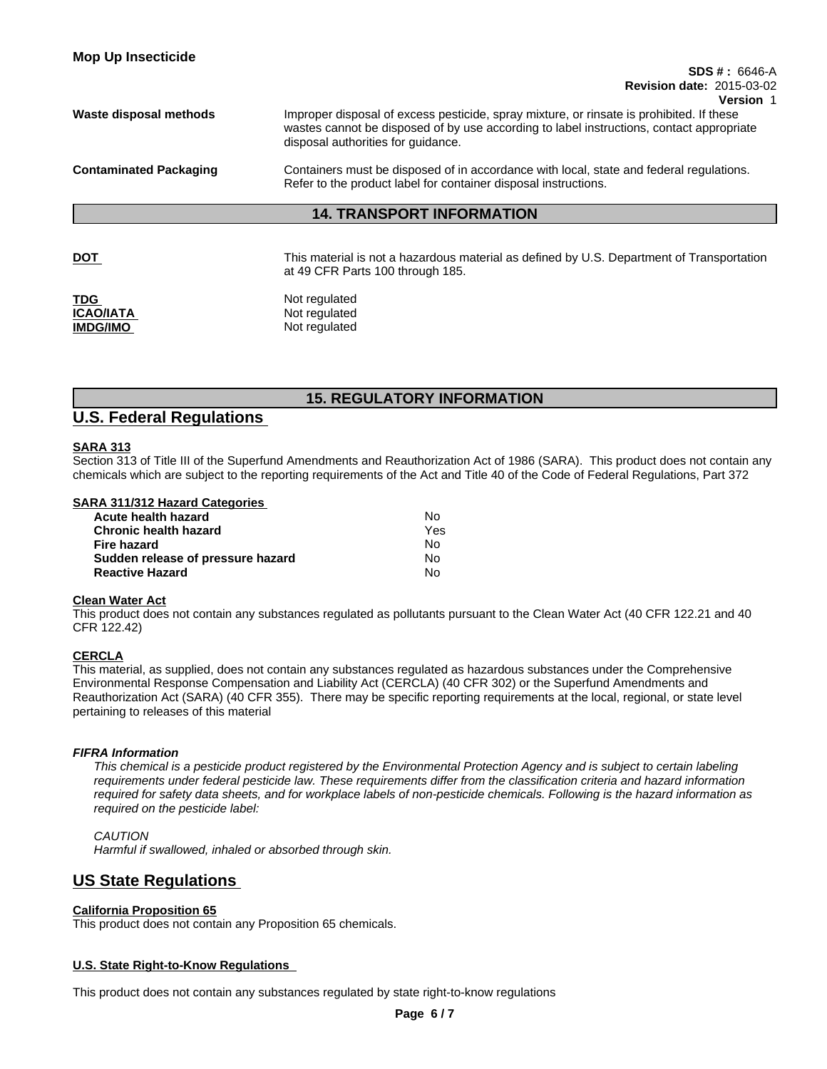| | |
|---|---|
| **Waste disposal methods** | Improper disposal of excess pesticide, spray mixture, or rinsate is prohibited. If these wastes cannot be disposed of by use according to label instructions, contact appropriate disposal authorities for guidance. |
| **Contaminated Packaging** | Containers must be disposed of in accordance with local, state and federal regulations. Refer to the product label for container disposal instructions. |

## 14. TRANSPORT INFORMATION

| | |
|---|---|
| **DOT** | This material is not a hazardous material as defined by U.S. Department of Transportation at 49 CFR Parts 100 through 185. |
| **TDG** | Not regulated |
| **ICAO/IATA** | Not regulated |
| **IMDG/IMO** | Not regulated |

## 15. REGULATORY INFORMATION

## U.S. Federal Regulations

**SARA 313**

Section 313 of Title III of the Superfund Amendments and Reauthorization Act of 1986 (SARA). This product does not contain any chemicals which are subject to the reporting requirements of the Act and Title 40 of the Code of Federal Regulations, Part 372

**SARA 311/312 Hazard Categories**

| | |
|---|---|
| **Acute health hazard** | No |
| **Chronic health hazard** | Yes |
| **Fire hazard** | No |
| **Sudden release of pressure hazard** | No |
| **Reactive Hazard** | No |

**Clean Water Act**

This product does not contain any substances regulated as pollutants pursuant to the Clean Water Act (40 CFR 122.21 and 40 CFR 122.42)

**CERCLA**

This material, as supplied, does not contain any substances regulated as hazardous substances under the Comprehensive Environmental Response Compensation and Liability Act (CERCLA) (40 CFR 302) or the Superfund Amendments and Reauthorization Act (SARA) (40 CFR 355). There may be specific reporting requirements at the local, regional, or state level pertaining to releases of this material

***FIFRA Information***

*This chemical is a pesticide product registered by the Environmental Protection Agency and is subject to certain labeling requirements under federal pesticide law. These requirements differ from the classification criteria and hazard information required for safety data sheets, and for workplace labels of non-pesticide chemicals. Following is the hazard information as required on the pesticide label:*

*CAUTION*
*Harmful if swallowed, inhaled or absorbed through skin.*

## US State Regulations

**California Proposition 65**

This product does not contain any Proposition 65 chemicals.

**U.S. State Right-to-Know Regulations**

This product does not contain any substances regulated by state right-to-know regulations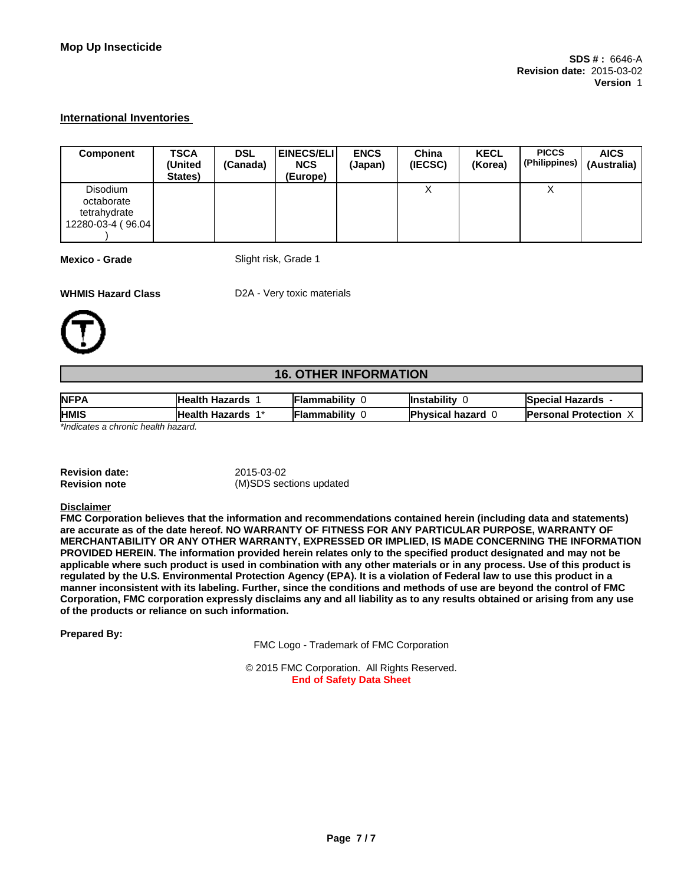**Mop Up Insecticide**

**SDS # :** 6646-A
**Revision date:** 2015-03-02
**Version** 1

**International Inventories**

| Component | TSCA (United States) | DSL (Canada) | EINECS/ELINCS (Europe) | ENCS (Japan) | China (IECSC) | KECL (Korea) | PICCS (Philippines) | AICS (Australia) |
|---|---|---|---|---|---|---|---|---|
| Disodium octaborate tetrahydrate 12280-03-4 ( 96.04 ) | | | | | X | | X | |

**Mexico - Grade** Slight risk, Grade 1

**WHMIS Hazard Class** D2A - Very toxic materials

## 16. OTHER INFORMATION

| | | | | |
|---|---|---|---|---|
| **NFPA** | **Health Hazards** 1 | **Flammability** 0 | **Instability** 0 | **Special Hazards** - |
| **HMIS** | **Health Hazards** 1* | **Flammability** 0 | **Physical hazard** 0 | **Personal Protection** X |

*\*Indicates a chronic health hazard.*

**Revision date:** 2015-03-02
**Revision note** (M)SDS sections updated

**Disclaimer**

**FMC Corporation believes that the information and recommendations contained herein (including data and statements) are accurate as of the date hereof. NO WARRANTY OF FITNESS FOR ANY PARTICULAR PURPOSE, WARRANTY OF MERCHANTABILITY OR ANY OTHER WARRANTY, EXPRESSED OR IMPLIED, IS MADE CONCERNING THE INFORMATION PROVIDED HEREIN. The information provided herein relates only to the specified product designated and may not be applicable where such product is used in combination with any other materials or in any process. Use of this product is regulated by the U.S. Environmental Protection Agency (EPA). It is a violation of Federal law to use this product in a manner inconsistent with its labeling. Further, since the conditions and methods of use are beyond the control of FMC Corporation, FMC corporation expressly disclaims any and all liability as to any results obtained or arising from any use of the products or reliance on such information.**

**Prepared By:**

FMC Logo - Trademark of FMC Corporation

© 2015 FMC Corporation. All Rights Reserved.

**End of Safety Data Sheet**